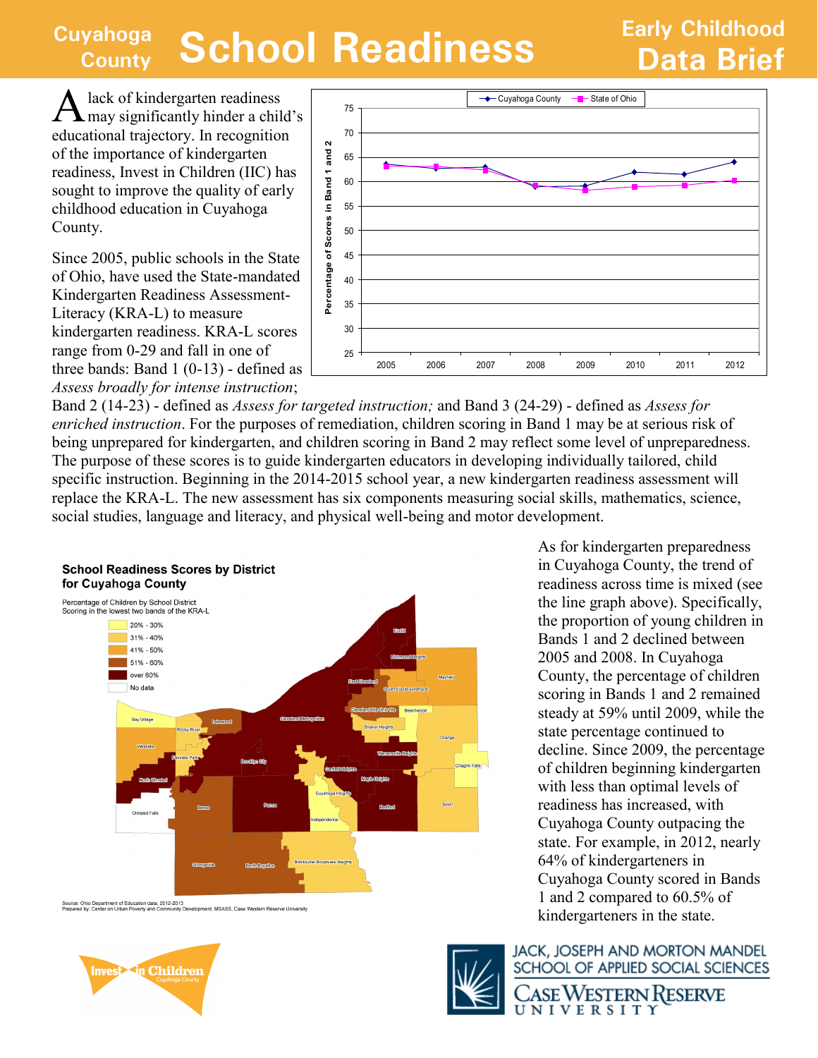# Cuyahoga County School Readiness

## Early Childhood Data Brief

A lack of kindergarten readiness may significantly hinder a child's educational trajectory. In recognition of the importance of kindergarten readiness, Invest in Children (IIC) has sought to improve the quality of early childhood education in Cuyahoga County.

Since 2005, public schools in the State of Ohio, have used the State-mandated Kindergarten Readiness Assessment-Literacy (KRA-L) to measure kindergarten readiness. KRA-L scores range from 0-29 and fall in one of three bands: Band 1 (0-13) - defined as *Assess broadly for intense instruction*; Band 2 (14-23) - defined as *Assess for targeted instruction;* and Band 3 (24-29) - defined as *Assess for enriched instruction*. For the purposes of remediation, children scoring in Band 1 may be at serious risk of being unprepared for kindergarten, and children scoring in Band 2 may reflect some level of unpreparedness. The purpose of these scores is to guide kindergarten educators in developing individually tailored, child specific instruction. Beginning in the 2014-2015 school year, a new kindergarten readiness assessment will replace the KRA-L. The new assessment has six components measuring social skills, mathematics, science, social studies, language and literacy, and physical well-being and motor development.

As for kindergarten preparedness in Cuyahoga County, the trend of readiness across time is mixed (see the line graph above). Specifically, the proportion of young children in Bands 1 and 2 declined between 2005 and 2008. In Cuyahoga County, the percentage of children scoring in Bands 1 and 2 remained steady at 59% until 2009, while the state percentage continued to decline. Since 2009, the percentage of children beginning kindergarten with less than optimal levels of readiness has increased, with Cuyahoga County outpacing the state. For example, in 2012, nearly 64% of kindergarteners in Cuyahoga County scored in Bands 1 and 2 compared to 60.5% of kindergarteners in the state.

**School Readiness Scores by District for Cuyahoga County**

Percentage of Children by School District Scoring in the lowest two bands of the KRA-L

- 20% - 30%
- 31% - 40%
- 41% - 50%
- 51% - 60%
- over 60%
- No data

Source: Ohio Department of Education data, 2012-2013
Prepared by: Center on Urban Poverty and Community Development, MSASS, Case Western Reserve University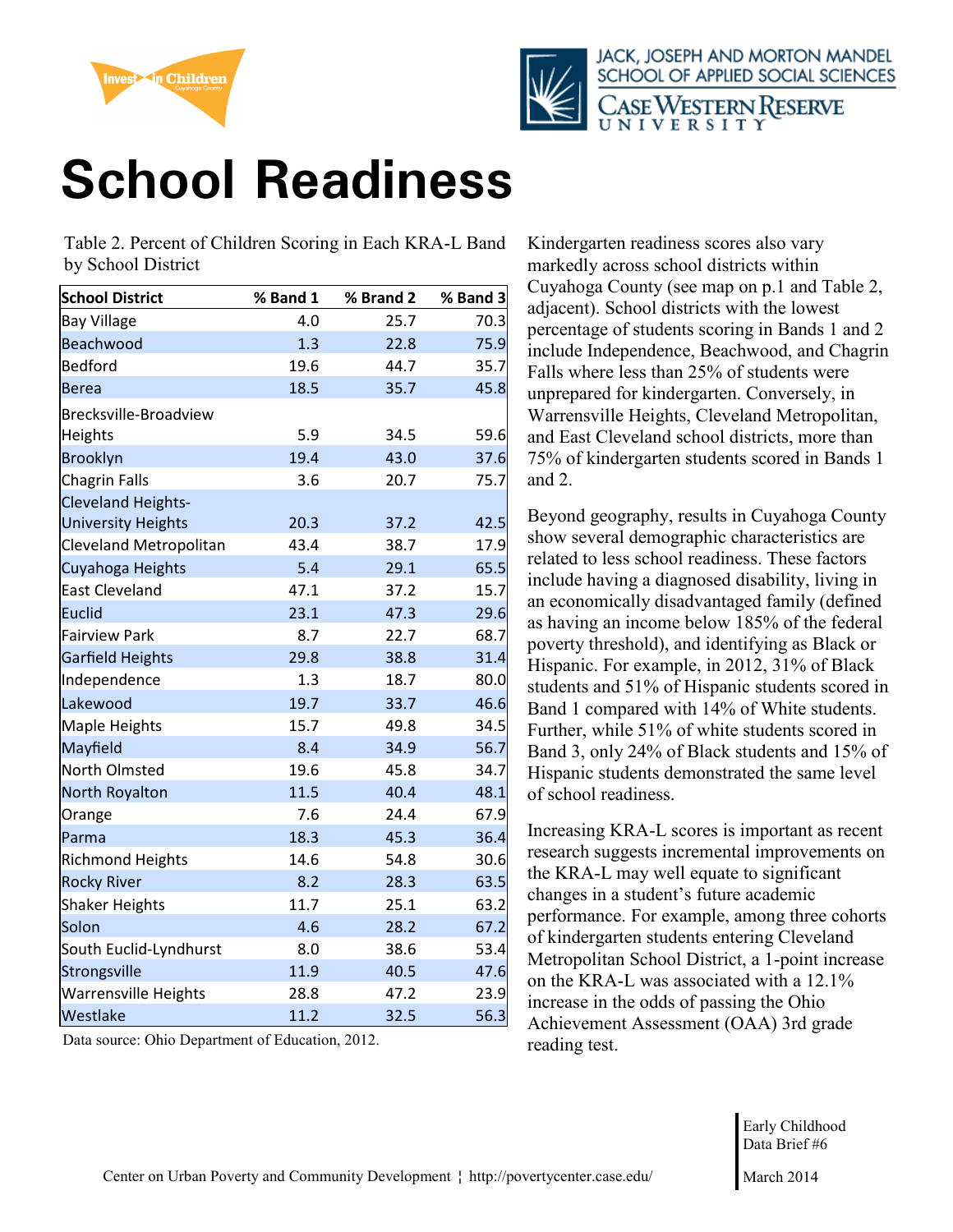# School Readiness

Table 2. Percent of Children Scoring in Each KRA-L Band by School District

| School District | % Band 1 | % Brand 2 | % Band 3 |
|---|---|---|---|
| Bay Village | 4.0 | 25.7 | 70.3 |
| Beachwood | 1.3 | 22.8 | 75.9 |
| Bedford | 19.6 | 44.7 | 35.7 |
| Berea | 18.5 | 35.7 | 45.8 |
| Brecksville-Broadview Heights | 5.9 | 34.5 | 59.6 |
| Brooklyn | 19.4 | 43.0 | 37.6 |
| Chagrin Falls | 3.6 | 20.7 | 75.7 |
| Cleveland Heights-University Heights | 20.3 | 37.2 | 42.5 |
| Cleveland Metropolitan | 43.4 | 38.7 | 17.9 |
| Cuyahoga Heights | 5.4 | 29.1 | 65.5 |
| East Cleveland | 47.1 | 37.2 | 15.7 |
| Euclid | 23.1 | 47.3 | 29.6 |
| Fairview Park | 8.7 | 22.7 | 68.7 |
| Garfield Heights | 29.8 | 38.8 | 31.4 |
| Independence | 1.3 | 18.7 | 80.0 |
| Lakewood | 19.7 | 33.7 | 46.6 |
| Maple Heights | 15.7 | 49.8 | 34.5 |
| Mayfield | 8.4 | 34.9 | 56.7 |
| North Olmsted | 19.6 | 45.8 | 34.7 |
| North Royalton | 11.5 | 40.4 | 48.1 |
| Orange | 7.6 | 24.4 | 67.9 |
| Parma | 18.3 | 45.3 | 36.4 |
| Richmond Heights | 14.6 | 54.8 | 30.6 |
| Rocky River | 8.2 | 28.3 | 63.5 |
| Shaker Heights | 11.7 | 25.1 | 63.2 |
| Solon | 4.6 | 28.2 | 67.2 |
| South Euclid-Lyndhurst | 8.0 | 38.6 | 53.4 |
| Strongsville | 11.9 | 40.5 | 47.6 |
| Warrensville Heights | 28.8 | 47.2 | 23.9 |
| Westlake | 11.2 | 32.5 | 56.3 |

Data source: Ohio Department of Education, 2012.

Kindergarten readiness scores also vary markedly across school districts within Cuyahoga County (see map on p.1 and Table 2, adjacent). School districts with the lowest percentage of students scoring in Bands 1 and 2 include Independence, Beachwood, and Chagrin Falls where less than 25% of students were unprepared for kindergarten. Conversely, in Warrensville Heights, Cleveland Metropolitan, and East Cleveland school districts, more than 75% of kindergarten students scored in Bands 1 and 2.

Beyond geography, results in Cuyahoga County show several demographic characteristics are related to less school readiness. These factors include having a diagnosed disability, living in an economically disadvantaged family (defined as having an income below 185% of the federal poverty threshold), and identifying as Black or Hispanic. For example, in 2012, 31% of Black students and 51% of Hispanic students scored in Band 1 compared with 14% of White students. Further, while 51% of white students scored in Band 3, only 24% of Black students and 15% of Hispanic students demonstrated the same level of school readiness.

Increasing KRA-L scores is important as recent research suggests incremental improvements on the KRA-L may well equate to significant changes in a student's future academic performance. For example, among three cohorts of kindergarten students entering Cleveland Metropolitan School District, a 1-point increase on the KRA-L was associated with a 12.1% increase in the odds of passing the Ohio Achievement Assessment (OAA) 3rd grade reading test.

Early Childhood Data Brief #6

March 2014

Center on Urban Poverty and Community Development ¦ http://povertycenter.case.edu/